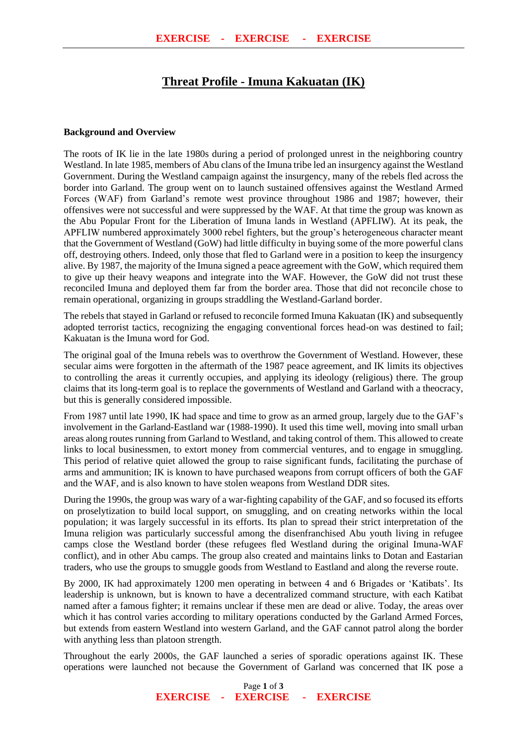# Threat Profile - Imuna Kakuatan (IK)

**Background and Overview**

The roots of IK lie in the late 1980s during a period of prolonged unrest in the neighboring country Westland. In late 1985, members of Abu clans of the Imuna tribe led an insurgency against the Westland Government. During the Westland campaign against the insurgency, many of the rebels fled across the border into Garland. The group went on to launch sustained offensives against the Westland Armed Forces (WAF) from Garland's remote west province throughout 1986 and 1987; however, their offensives were not successful and were suppressed by the WAF. At that time the group was known as the Abu Popular Front for the Liberation of Imuna lands in Westland (APFLIW). At its peak, the APFLIW numbered approximately 3000 rebel fighters, but the group's heterogeneous character meant that the Government of Westland (GoW) had little difficulty in buying some of the more powerful clans off, destroying others. Indeed, only those that fled to Garland were in a position to keep the insurgency alive. By 1987, the majority of the Imuna signed a peace agreement with the GoW, which required them to give up their heavy weapons and integrate into the WAF. However, the GoW did not trust these reconciled Imuna and deployed them far from the border area. Those that did not reconcile chose to remain operational, organizing in groups straddling the Westland-Garland border.

The rebels that stayed in Garland or refused to reconcile formed Imuna Kakuatan (IK) and subsequently adopted terrorist tactics, recognizing the engaging conventional forces head-on was destined to fail; Kakuatan is the Imuna word for God.

The original goal of the Imuna rebels was to overthrow the Government of Westland. However, these secular aims were forgotten in the aftermath of the 1987 peace agreement, and IK limits its objectives to controlling the areas it currently occupies, and applying its ideology (religious) there. The group claims that its long-term goal is to replace the governments of Westland and Garland with a theocracy, but this is generally considered impossible.

From 1987 until late 1990, IK had space and time to grow as an armed group, largely due to the GAF's involvement in the Garland-Eastland war (1988-1990). It used this time well, moving into small urban areas along routes running from Garland to Westland, and taking control of them. This allowed to create links to local businessmen, to extort money from commercial ventures, and to engage in smuggling. This period of relative quiet allowed the group to raise significant funds, facilitating the purchase of arms and ammunition; IK is known to have purchased weapons from corrupt officers of both the GAF and the WAF, and is also known to have stolen weapons from Westland DDR sites.

During the 1990s, the group was wary of a war-fighting capability of the GAF, and so focused its efforts on proselytization to build local support, on smuggling, and on creating networks within the local population; it was largely successful in its efforts. Its plan to spread their strict interpretation of the Imuna religion was particularly successful among the disenfranchised Abu youth living in refugee camps close the Westland border (these refugees fled Westland during the original Imuna-WAF conflict), and in other Abu camps. The group also created and maintains links to Dotan and Eastarian traders, who use the groups to smuggle goods from Westland to Eastland and along the reverse route.

By 2000, IK had approximately 1200 men operating in between 4 and 6 Brigades or 'Katibats'. Its leadership is unknown, but is known to have a decentralized command structure, with each Katibat named after a famous fighter; it remains unclear if these men are dead or alive. Today, the areas over which it has control varies according to military operations conducted by the Garland Armed Forces, but extends from eastern Westland into western Garland, and the GAF cannot patrol along the border with anything less than platoon strength.

Throughout the early 2000s, the GAF launched a series of sporadic operations against IK. These operations were launched not because the Government of Garland was concerned that IK pose a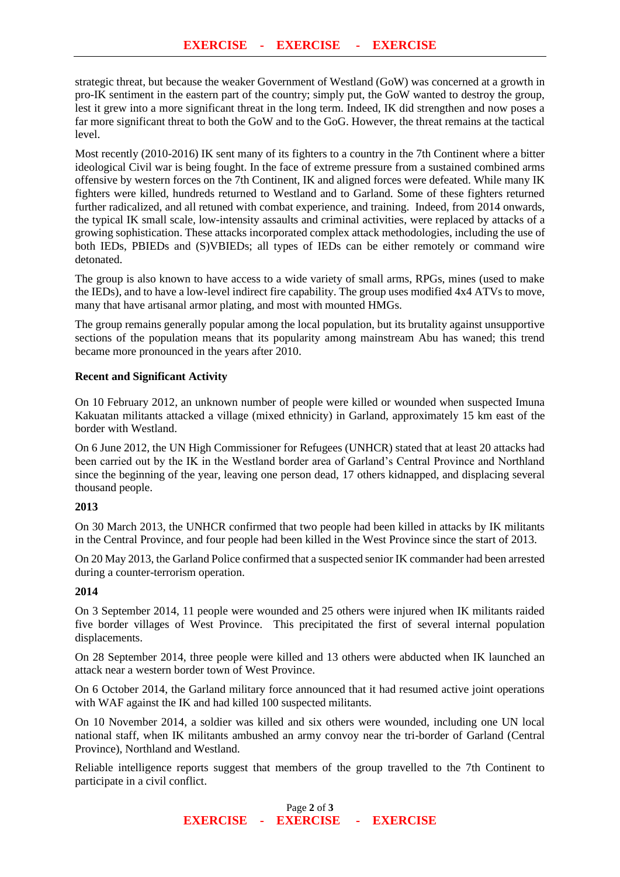strategic threat, but because the weaker Government of Westland (GoW) was concerned at a growth in pro-IK sentiment in the eastern part of the country; simply put, the GoW wanted to destroy the group, lest it grew into a more significant threat in the long term. Indeed, IK did strengthen and now poses a far more significant threat to both the GoW and to the GoG. However, the threat remains at the tactical level.

Most recently (2010-2016) IK sent many of its fighters to a country in the 7th Continent where a bitter ideological Civil war is being fought. In the face of extreme pressure from a sustained combined arms offensive by western forces on the 7th Continent, IK and aligned forces were defeated. While many IK fighters were killed, hundreds returned to Westland and to Garland. Some of these fighters returned further radicalized, and all retuned with combat experience, and training. Indeed, from 2014 onwards, the typical IK small scale, low-intensity assaults and criminal activities, were replaced by attacks of a growing sophistication. These attacks incorporated complex attack methodologies, including the use of both IEDs, PBIEDs and (S)VBIEDs; all types of IEDs can be either remotely or command wire detonated.

The group is also known to have access to a wide variety of small arms, RPGs, mines (used to make the IEDs), and to have a low-level indirect fire capability. The group uses modified 4x4 ATVs to move, many that have artisanal armor plating, and most with mounted HMGs.

The group remains generally popular among the local population, but its brutality against unsupportive sections of the population means that its popularity among mainstream Abu has waned; this trend became more pronounced in the years after 2010.

**Recent and Significant Activity**

On 10 February 2012, an unknown number of people were killed or wounded when suspected Imuna Kakuatan militants attacked a village (mixed ethnicity) in Garland, approximately 15 km east of the border with Westland.

On 6 June 2012, the UN High Commissioner for Refugees (UNHCR) stated that at least 20 attacks had been carried out by the IK in the Westland border area of Garland's Central Province and Northland since the beginning of the year, leaving one person dead, 17 others kidnapped, and displacing several thousand people.

**2013**

On 30 March 2013, the UNHCR confirmed that two people had been killed in attacks by IK militants in the Central Province, and four people had been killed in the West Province since the start of 2013.

On 20 May 2013, the Garland Police confirmed that a suspected senior IK commander had been arrested during a counter-terrorism operation.

**2014**

On 3 September 2014, 11 people were wounded and 25 others were injured when IK militants raided five border villages of West Province. This precipitated the first of several internal population displacements.

On 28 September 2014, three people were killed and 13 others were abducted when IK launched an attack near a western border town of West Province.

On 6 October 2014, the Garland military force announced that it had resumed active joint operations with WAF against the IK and had killed 100 suspected militants.

On 10 November 2014, a soldier was killed and six others were wounded, including one UN local national staff, when IK militants ambushed an army convoy near the tri-border of Garland (Central Province), Northland and Westland.

Reliable intelligence reports suggest that members of the group travelled to the 7th Continent to participate in a civil conflict.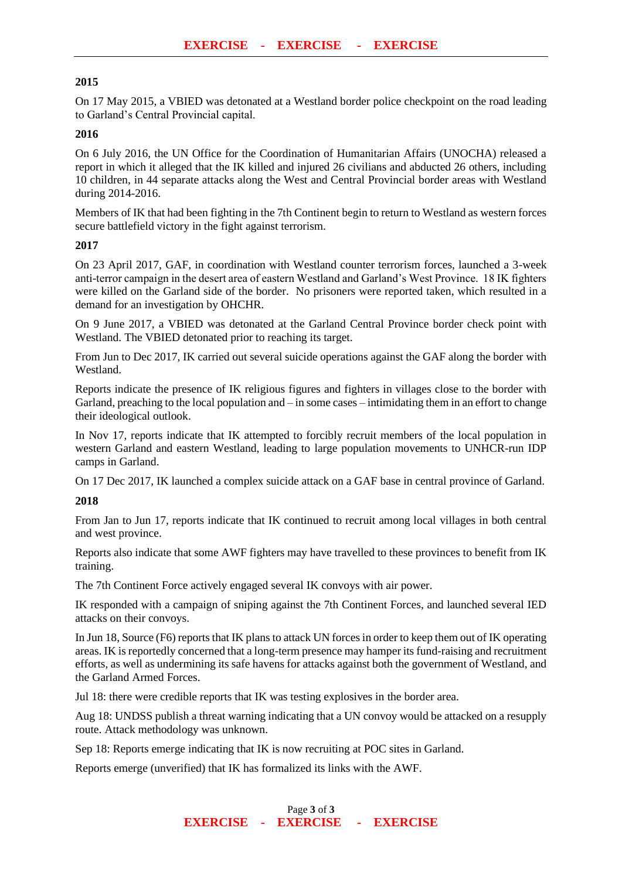**2015**

On 17 May 2015, a VBIED was detonated at a Westland border police checkpoint on the road leading to Garland's Central Provincial capital.

**2016**

On 6 July 2016, the UN Office for the Coordination of Humanitarian Affairs (UNOCHA) released a report in which it alleged that the IK killed and injured 26 civilians and abducted 26 others, including 10 children, in 44 separate attacks along the West and Central Provincial border areas with Westland during 2014-2016.

Members of IK that had been fighting in the 7th Continent begin to return to Westland as western forces secure battlefield victory in the fight against terrorism.

**2017**

On 23 April 2017, GAF, in coordination with Westland counter terrorism forces, launched a 3-week anti-terror campaign in the desert area of eastern Westland and Garland's West Province. 18 IK fighters were killed on the Garland side of the border. No prisoners were reported taken, which resulted in a demand for an investigation by OHCHR.

On 9 June 2017, a VBIED was detonated at the Garland Central Province border check point with Westland. The VBIED detonated prior to reaching its target.

From Jun to Dec 2017, IK carried out several suicide operations against the GAF along the border with Westland.

Reports indicate the presence of IK religious figures and fighters in villages close to the border with Garland, preaching to the local population and – in some cases – intimidating them in an effort to change their ideological outlook.

In Nov 17, reports indicate that IK attempted to forcibly recruit members of the local population in western Garland and eastern Westland, leading to large population movements to UNHCR-run IDP camps in Garland.

On 17 Dec 2017, IK launched a complex suicide attack on a GAF base in central province of Garland.

**2018**

From Jan to Jun 17, reports indicate that IK continued to recruit among local villages in both central and west province.

Reports also indicate that some AWF fighters may have travelled to these provinces to benefit from IK training.

The 7th Continent Force actively engaged several IK convoys with air power.

IK responded with a campaign of sniping against the 7th Continent Forces, and launched several IED attacks on their convoys.

In Jun 18, Source (F6) reports that IK plans to attack UN forces in order to keep them out of IK operating areas. IK is reportedly concerned that a long-term presence may hamper its fund-raising and recruitment efforts, as well as undermining its safe havens for attacks against both the government of Westland, and the Garland Armed Forces.

Jul 18: there were credible reports that IK was testing explosives in the border area.

Aug 18: UNDSS publish a threat warning indicating that a UN convoy would be attacked on a resupply route. Attack methodology was unknown.

Sep 18: Reports emerge indicating that IK is now recruiting at POC sites in Garland.

Reports emerge (unverified) that IK has formalized its links with the AWF.